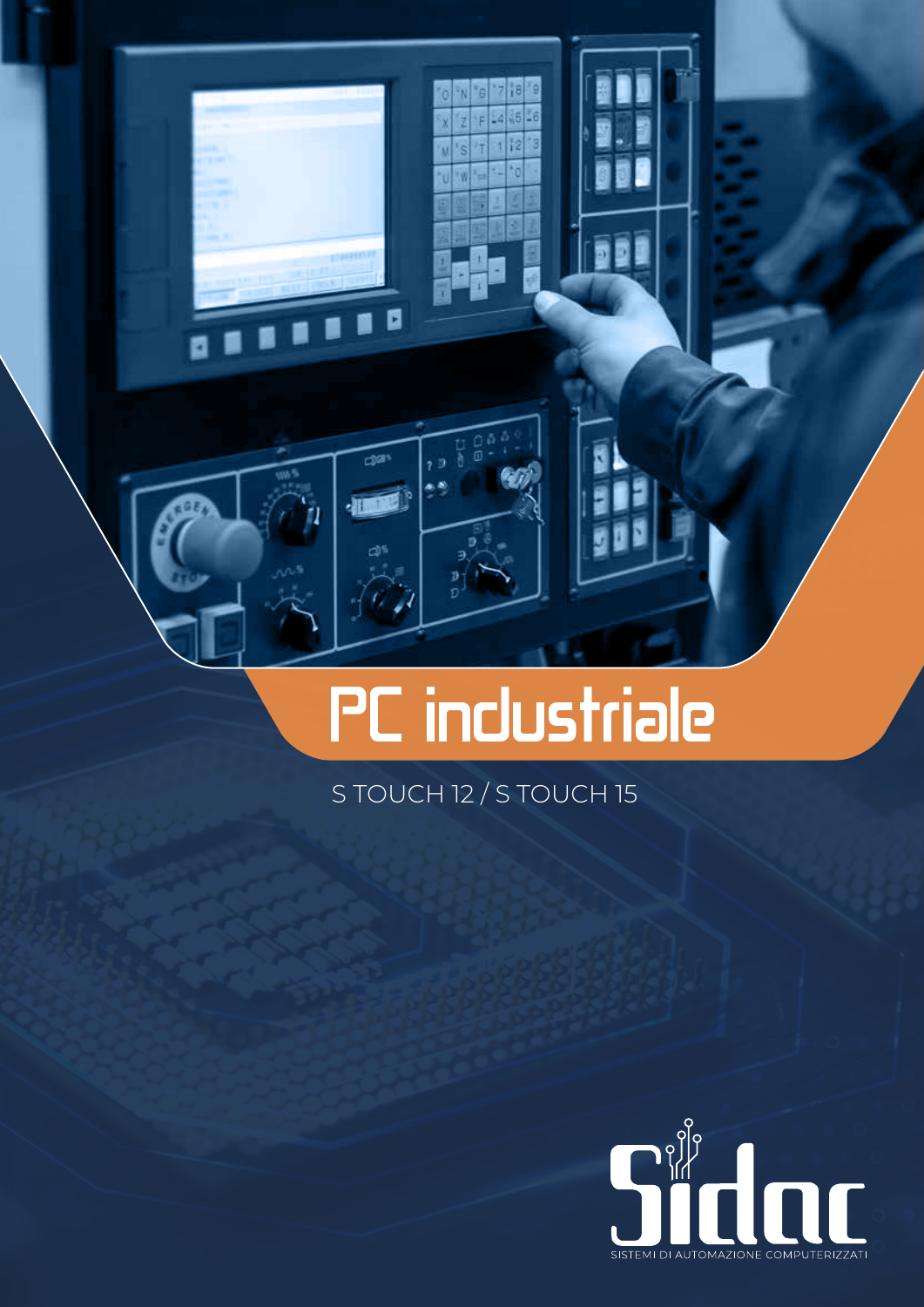# PC industriale

S TOUCH 12 / S TOUCH 15

Sidac

SISTEMI DI AUTOMAZIONE COMPUTERIZZATI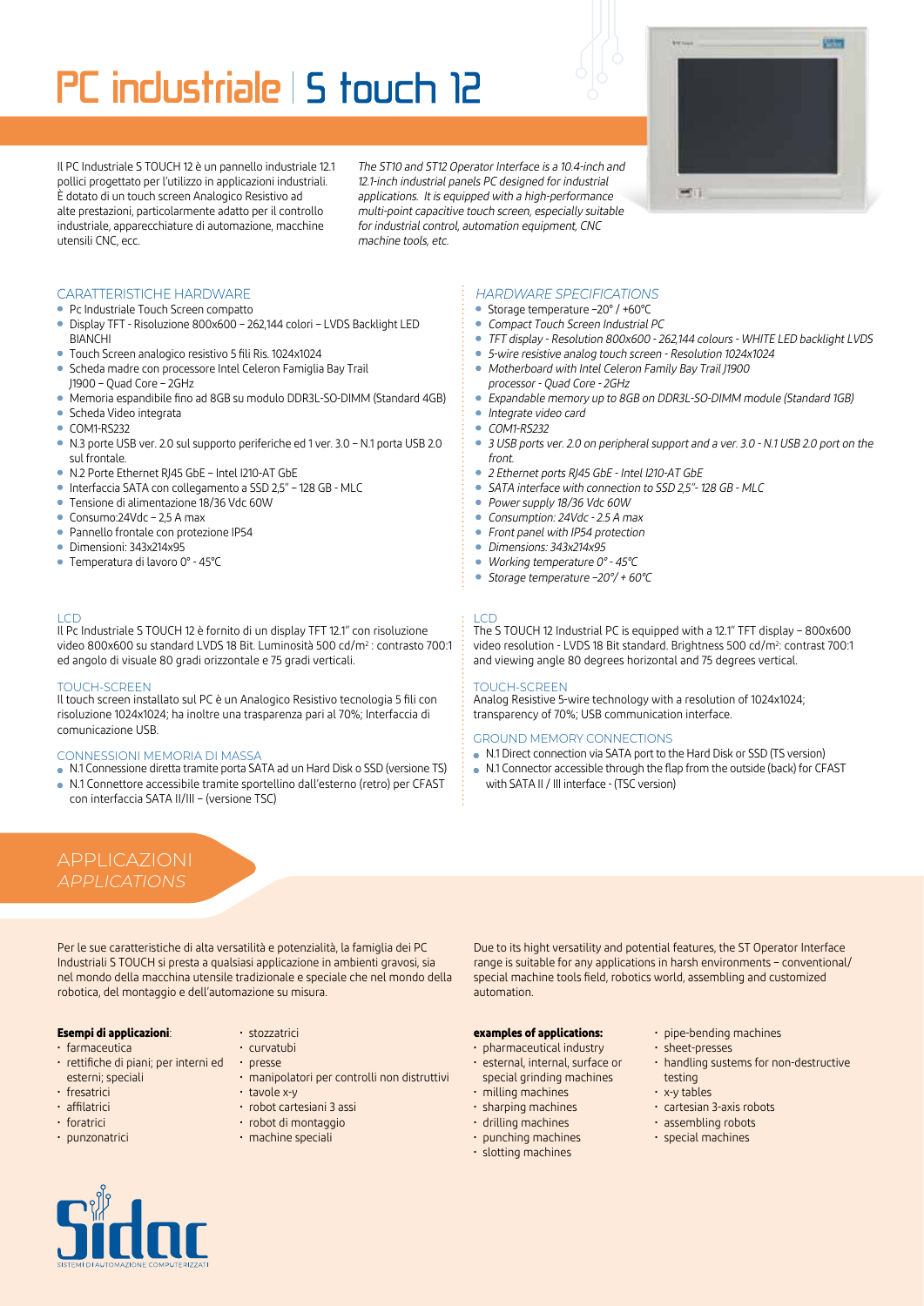# PC industriale | S touch 12

Il PC Industriale S TOUCH 12 è un pannello industriale 12.1 pollici progettato per l'utilizzo in applicazioni industriali. È dotato di un touch screen Analogico Resistivo ad alte prestazioni, particolarmente adatto per il controllo industriale, apparecchiature di automazione, macchine utensili CNC, ecc.

*The ST10 and ST12 Operator Interface is a 10.4-inch and 12.1-inch industrial panels PC designed for industrial applications. It is equipped with a high-performance multi-point capacitive touch screen, especially suitable for industrial control, automation equipment, CNC machine tools, etc.*

## CARATTERISTICHE HARDWARE

- Pc Industriale Touch Screen compatto
- Display TFT - Risoluzione 800x600 – 262,144 colori – LVDS Backlight LED BIANCHI
- Touch Screen analogico resistivo 5 fili Ris. 1024x1024
- Scheda madre con processore Intel Celeron Famiglia Bay Trail J1900 – Quad Core – 2GHz
- Memoria espandibile fino ad 8GB su modulo DDR3L-SO-DIMM (Standard 4GB)
- Scheda Video integrata
- COM1-RS232
- N.3 porte USB ver. 2.0 sul supporto periferiche ed 1 ver. 3.0 – N.1 porta USB 2.0 sul frontale.
- N.2 Porte Ethernet RJ45 GbE – Intel I210-AT GbE
- Interfaccia SATA con collegamento a SSD 2,5" – 128 GB - MLC
- Tensione di alimentazione 18/36 Vdc 60W
- Consumo:24Vdc – 2,5 A max
- Pannello frontale con protezione IP54
- Dimensioni: 343x214x95
- Temperatura di lavoro 0° - 45°C

### LCD

Il Pc Industriale S TOUCH 12 è fornito di un display TFT 12.1" con risoluzione video 800x600 su standard LVDS 18 Bit. Luminosità 500 cd/m$^2$ : contrasto 700:1 ed angolo di visuale 80 gradi orizzontale e 75 gradi verticali.

### TOUCH-SCREEN

Il touch screen installato sul PC è un Analogico Resistivo tecnologia 5 fili con risoluzione 1024x1024; ha inoltre una trasparenza pari al 70%; Interfaccia di comunicazione USB.

### CONNESSIONI MEMORIA DI MASSA

- N.1 Connessione diretta tramite porta SATA ad un Hard Disk o SSD (versione TS)
- N.1 Connettore accessibile tramite sportellino dall'esterno (retro) per CFAST con interfaccia SATA II/III – (versione TSC)

## *HARDWARE SPECIFICATIONS*

- *Storage temperature –20° / +60°C*
- *Compact Touch Screen Industrial PC*
- *TFT display - Resolution 800x600 - 262,144 colours - WHITE LED backlight LVDS*
- *5-wire resistive analog touch screen - Resolution 1024x1024*
- *Motherboard with Intel Celeron Family Bay Trail J1900 processor - Quad Core - 2GHz*
- *Expandable memory up to 8GB on DDR3L-SO-DIMM module (Standard 1GB)*
- *Integrate video card*
- *COM1-RS232*
- *3 USB ports ver. 2.0 on peripheral support and a ver. 3.0 - N.1 USB 2.0 port on the front.*
- *2 Ethernet ports RJ45 GbE - Intel I210-AT GbE*
- *SATA interface with connection to SSD 2,5"- 128 GB - MLC*
- *Power supply 18/36 Vdc 60W*
- *Consumption: 24Vdc - 2.5 A max*
- *Front panel with IP54 protection*
- *Dimensions: 343x214x95*
- *Working temperature 0° - 45°C*
- *Storage temperature –20°/ + 60°C*

### LCD

The S TOUCH 12 Industrial PC is equipped with a 12.1" TFT display – 800x600 video resolution - LVDS 18 Bit standard. Brightness 500 cd/m$^2$: contrast 700:1 and viewing angle 80 degrees horizontal and 75 degrees vertical.

### TOUCH-SCREEN

Analog Resistive 5-wire technology with a resolution of 1024x1024; transparency of 70%; USB communication interface.

### GROUND MEMORY CONNECTIONS

- N.1 Direct connection via SATA port to the Hard Disk or SSD (TS version)
- N.1 Connector accessible through the flap from the outside (back) for CFAST with SATA II / III interface - (TSC version)

## APPLICAZIONI
## *APPLICATIONS*

Per le sue caratteristiche di alta versatilità e potenzialità, la famiglia dei PC Industriali S TOUCH si presta a qualsiasi applicazione in ambienti gravosi, sia nel mondo della macchina utensile tradizionale e speciale che nel mondo della robotica, del montaggio e dell'automazione su misura.

**Esempi di applicazioni**:

- farmaceutica
- rettifiche di piani; per interni ed esterni; speciali
- fresatrici
- affilatrici
- foratrici
- punzonatrici
- stozzatrici
- curvatubi
- presse
- manipolatori per controlli non distruttivi
- tavole x-y
- robot cartesiani 3 assi
- robot di montaggio
- machine speciali

Due to its hight versatility and potential features, the ST Operator Interface range is suitable for any applications in harsh environments – conventional/ special machine tools field, robotics world, assembling and customized automation.

**examples of applications:**

- pharmaceutical industry
- esternal, internal, surface or special grinding machines
- milling machines
- sharping machines
- drilling machines
- punching machines
- slotting machines
- pipe-bending machines
- sheet-presses
- handling sustems for non-destructive testing
- x-y tables
- cartesian 3-axis robots
- assembling robots
- special machines

Sidac
SISTEMI DI AUTOMAZIONE COMPUTERIZZATI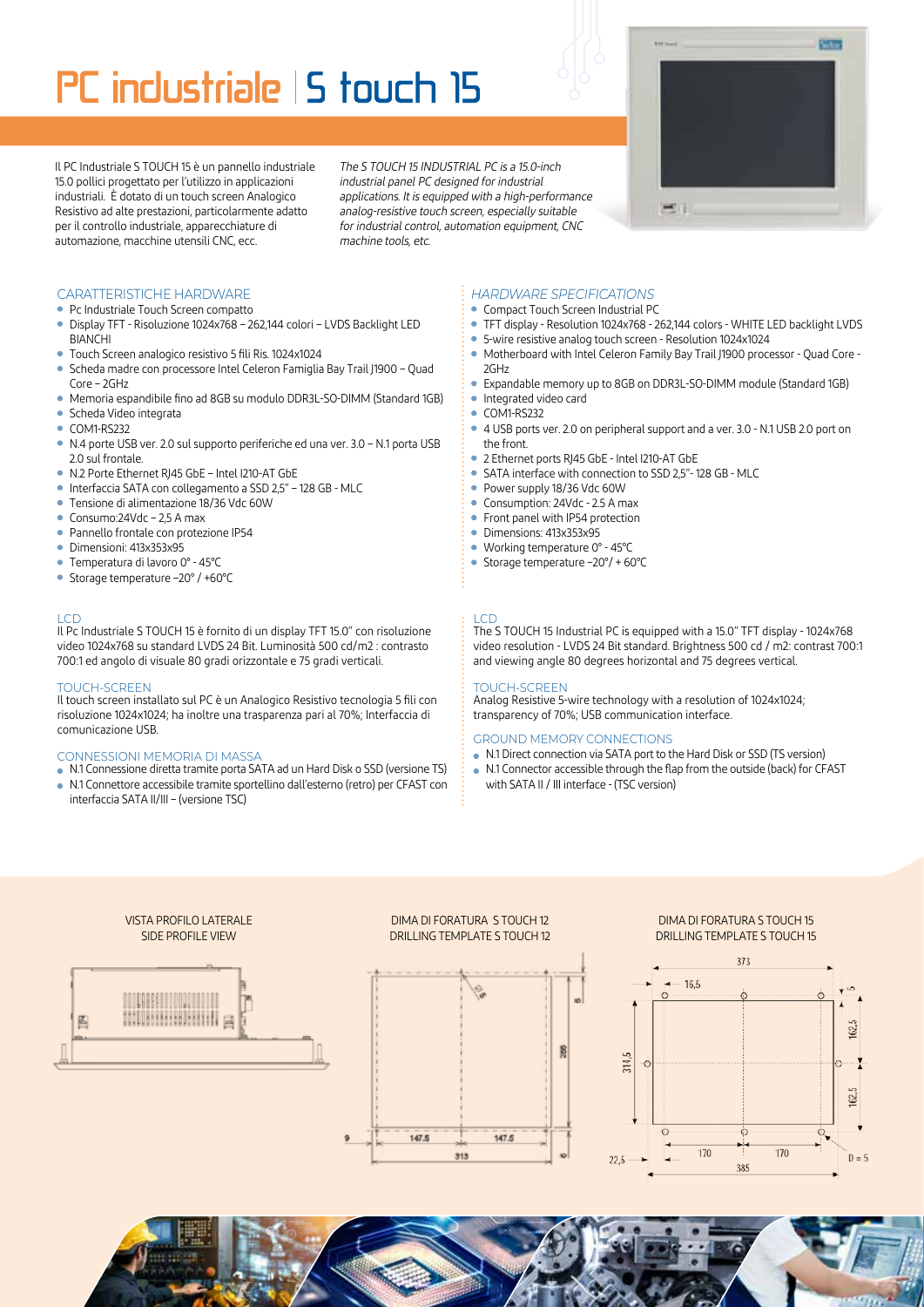# PC industriale | S touch 15

Il PC Industriale S TOUCH 15 è un pannello industriale 15.0 pollici progettato per l'utilizzo in applicazioni industriali. È dotato di un touch screen Analogico Resistivo ad alte prestazioni, particolarmente adatto per il controllo industriale, apparecchiature di automazione, macchine utensili CNC, ecc.

*The S TOUCH 15 INDUSTRIAL PC is a 15.0-inch industrial panel PC designed for industrial applications. It is equipped with a high-performance analog-resistive touch screen, especially suitable for industrial control, automation equipment, CNC machine tools, etc.*

## CARATTERISTICHE HARDWARE

- Pc Industriale Touch Screen compatto
- Display TFT - Risoluzione 1024x768 – 262,144 colori – LVDS Backlight LED BIANCHI
- Touch Screen analogico resistivo 5 fili Ris. 1024x1024
- Scheda madre con processore Intel Celeron Famiglia Bay Trail J1900 – Quad Core – 2GHz
- Memoria espandibile fino ad 8GB su modulo DDR3L-SO-DIMM (Standard 1GB)
- Scheda Video integrata
- COM1-RS232
- N.4 porte USB ver. 2.0 sul supporto periferiche ed una ver. 3.0 – N.1 porta USB 2.0 sul frontale.
- N.2 Porte Ethernet RJ45 GbE – Intel I210-AT GbE
- Interfaccia SATA con collegamento a SSD 2,5" – 128 GB - MLC
- Tensione di alimentazione 18/36 Vdc 60W
- Consumo:24Vdc – 2,5 A max
- Pannello frontale con protezione IP54
- Dimensioni: 413x353x95
- Temperatura di lavoro 0° - 45°C
- Storage temperature –20° / +60°C

### LCD

Il Pc Industriale S TOUCH 15 è fornito di un display TFT 15.0" con risoluzione video 1024x768 su standard LVDS 24 Bit. Luminosità 500 cd/m2 : contrasto 700:1 ed angolo di visuale 80 gradi orizzontale e 75 gradi verticali.

### TOUCH-SCREEN

Il touch screen installato sul PC è un Analogico Resistivo tecnologia 5 fili con risoluzione 1024x1024; ha inoltre una trasparenza pari al 70%; Interfaccia di comunicazione USB.

### CONNESSIONI MEMORIA DI MASSA

- N.1 Connessione diretta tramite porta SATA ad un Hard Disk o SSD (versione TS)
- N.1 Connettore accessibile tramite sportellino dall'esterno (retro) per CFAST con interfaccia SATA II/III – (versione TSC)

## *HARDWARE SPECIFICATIONS*

- Compact Touch Screen Industrial PC
- TFT display - Resolution 1024x768 - 262,144 colors - WHITE LED backlight LVDS
- 5-wire resistive analog touch screen - Resolution 1024x1024
- Motherboard with Intel Celeron Family Bay Trail J1900 processor - Quad Core - 2GHz
- Expandable memory up to 8GB on DDR3L-SO-DIMM module (Standard 1GB)
- Integrated video card
- COM1-RS232
- 4 USB ports ver. 2.0 on peripheral support and a ver. 3.0 - N.1 USB 2.0 port on the front.
- 2 Ethernet ports RJ45 GbE - Intel I210-AT GbE
- SATA interface with connection to SSD 2,5"- 128 GB - MLC
- Power supply 18/36 Vdc 60W
- Consumption: 24Vdc - 2.5 A max
- Front panel with IP54 protection
- Dimensions: 413x353x95
- Working temperature 0° - 45°C
- Storage temperature –20°/ + 60°C

### LCD

The S TOUCH 15 Industrial PC is equipped with a 15.0" TFT display - 1024x768 video resolution - LVDS 24 Bit standard. Brightness 500 cd / m2: contrast 700:1 and viewing angle 80 degrees horizontal and 75 degrees vertical.

### TOUCH-SCREEN

Analog Resistive 5-wire technology with a resolution of 1024x1024; transparency of 70%; USB communication interface.

### GROUND MEMORY CONNECTIONS

- N.1 Direct connection via SATA port to the Hard Disk or SSD (TS version)
- N.1 Connector accessible through the flap from the outside (back) for CFAST with SATA II / III interface - (TSC version)

VISTA PROFILO LATERALE
SIDE PROFILE VIEW

DIMA DI FORATURA S TOUCH 12
DRILLING TEMPLATE S TOUCH 12

DIMA DI FORATURA S TOUCH 15
DRILLING TEMPLATE S TOUCH 15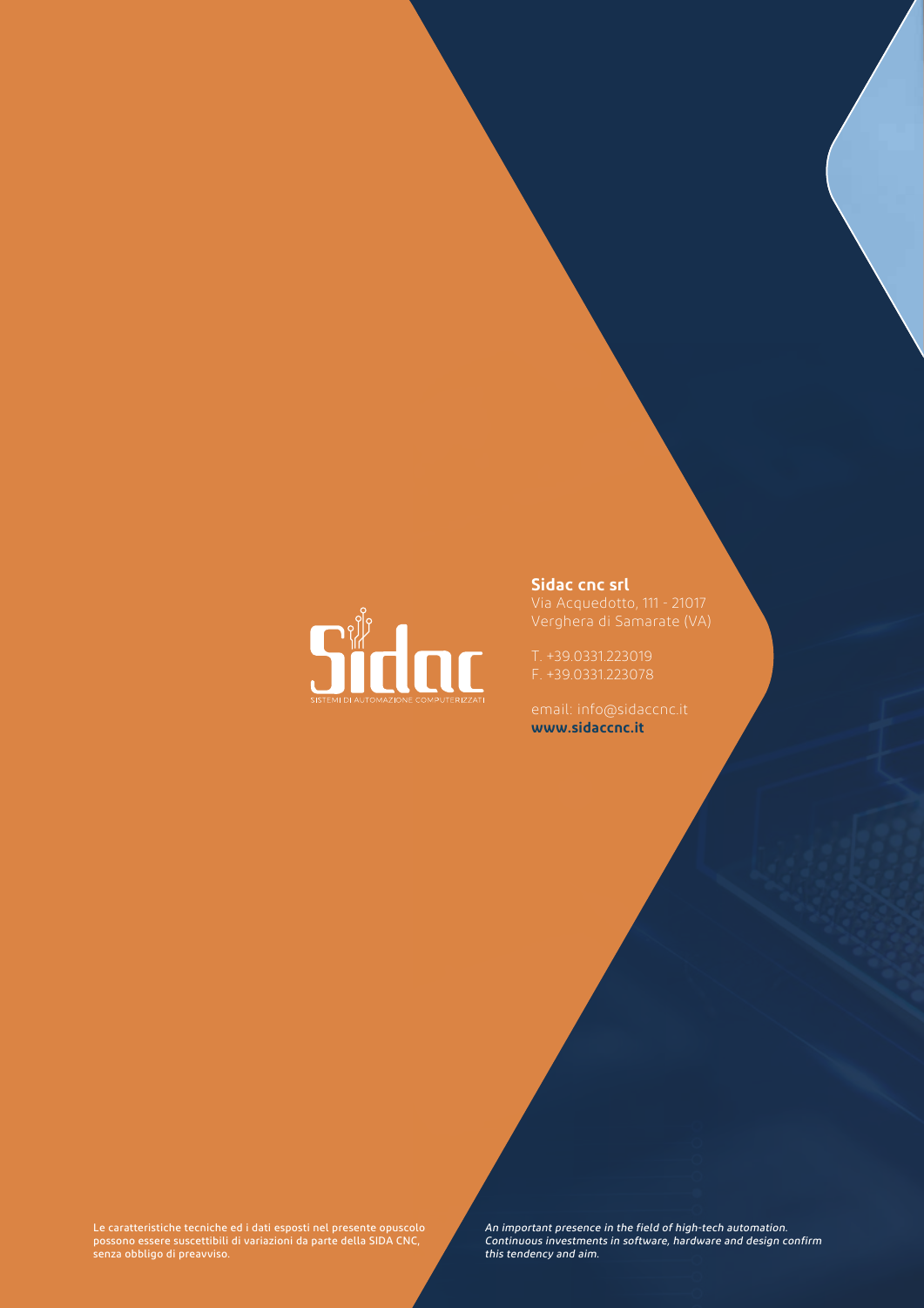Sidac

SISTEMI DI AUTOMAZIONE COMPUTERIZZATI

**Sidac cnc srl**

Via Acquedotto, 111 - 21017
Verghera di Samarate (VA)

T. +39.0331.223019
F. +39.0331.223078

email: info@sidaccnc.it
**www.sidaccnc.it**

Le caratteristiche tecniche ed i dati esposti nel presente opuscolo possono essere suscettibili di variazioni da parte della SIDA CNC, senza obbligo di preavviso.

*An important presence in the field of high-tech automation. Continuous investments in software, hardware and design confirm this tendency and aim.*